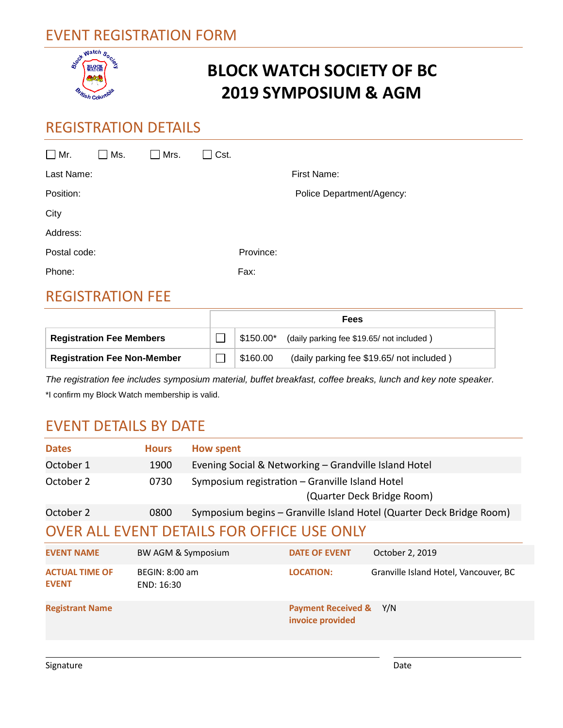# EVENT REGISTRATION FORM

# BLOCK WATCH SOCIETY OF BC
# 2019 SYMPOSIUM & AGM

## REGISTRATION DETAILS

☐ Mr. ☐ Ms. ☐ Mrs. ☐ Cst.

Last Name: First Name:

Position: Police Department/Agency:

City

Address:

Postal code: Province:

Phone: Fax:

## REGISTRATION FEE

| | | Fees |
|---|---|---|
| **Registration Fee Members** | ☐ | $150.00* (daily parking fee $19.65/ not included ) |
| **Registration Fee Non-Member** | ☐ | $160.00 (daily parking fee $19.65/ not included ) |

*The registration fee includes symposium material, buffet breakfast, coffee breaks, lunch and key note speaker.*

*I confirm my Block Watch membership is valid.

## EVENT DETAILS BY DATE

| Dates | Hours | How spent |
|---|---|---|
| October 1 | 1900 | Evening Social & Networking – Grandville Island Hotel |
| October 2 | 0730 | Symposium registration – Granville Island Hotel (Quarter Deck Bridge Room) |
| October 2 | 0800 | Symposium begins – Granville Island Hotel (Quarter Deck Bridge Room) |

## OVER ALL EVENT DETAILS FOR OFFICE USE ONLY

| | | | |
|---|---|---|---|
| **EVENT NAME** | BW AGM & Symposium | **DATE OF EVENT** | October 2, 2019 |
| **ACTUAL TIME OF EVENT** | BEGIN: 8:00 am<br>END: 16:30 | **LOCATION:** | Granville Island Hotel, Vancouver, BC |
| **Registrant Name** | | **Payment Received & invoice provided** | Y/N |

Signature Date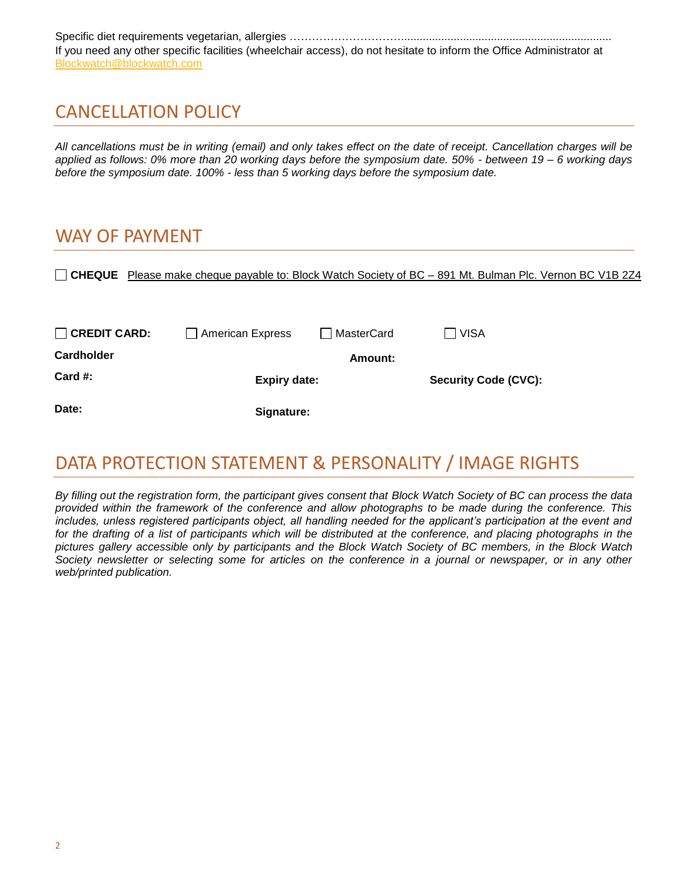Specific diet requirements vegetarian, allergies …………………………..................................................................

If you need any other specific facilities (wheelchair access), do not hesitate to inform the Office Administrator at Blockwatch@blockwatch.com

## CANCELLATION POLICY

*All cancellations must be in writing (email) and only takes effect on the date of receipt. Cancellation charges will be applied as follows: 0% more than 20 working days before the symposium date. 50% - between 19 – 6 working days before the symposium date. 100% - less than 5 working days before the symposium date.*

## WAY OF PAYMENT

☐ **CHEQUE** Please make cheque payable to: Block Watch Society of BC – 891 Mt. Bulman Plc. Vernon BC V1B 2Z4

☐ **CREDIT CARD:** ☐ American Express ☐ MasterCard ☐ VISA

**Cardholder** **Amount:**

**Card #:** **Expiry date:** **Security Code (CVC):**

**Date:** **Signature:**

## DATA PROTECTION STATEMENT & PERSONALITY / IMAGE RIGHTS

*By filling out the registration form, the participant gives consent that Block Watch Society of BC can process the data provided within the framework of the conference and allow photographs to be made during the conference. This includes, unless registered participants object, all handling needed for the applicant's participation at the event and for the drafting of a list of participants which will be distributed at the conference, and placing photographs in the pictures gallery accessible only by participants and the Block Watch Society of BC members, in the Block Watch Society newsletter or selecting some for articles on the conference in a journal or newspaper, or in any other web/printed publication.*